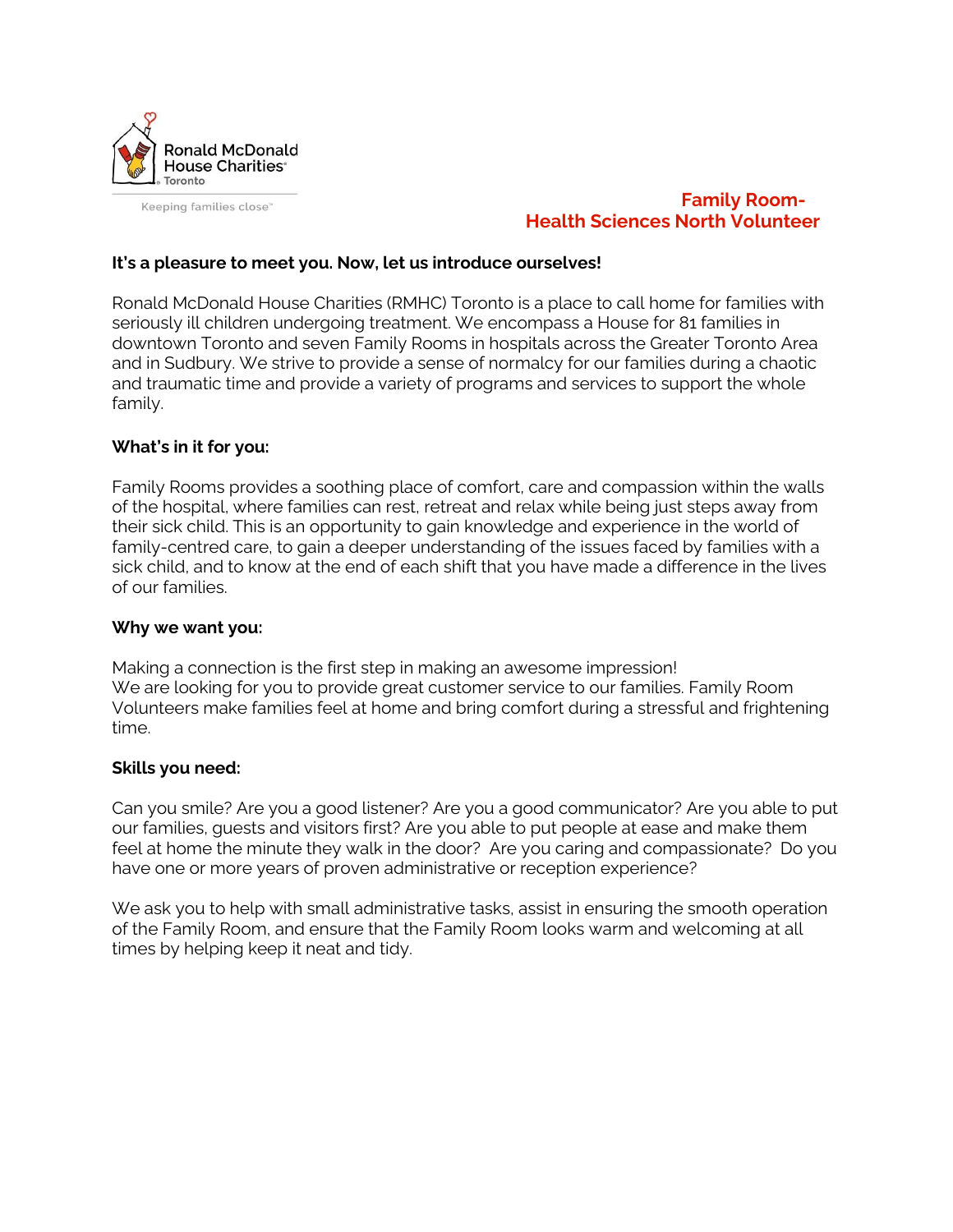Ronald McDonald House Charities® Toronto

Keeping families close™

# Family Room- Health Sciences North Volunteer

**It's a pleasure to meet you. Now, let us introduce ourselves!**

Ronald McDonald House Charities (RMHC) Toronto is a place to call home for families with seriously ill children undergoing treatment. We encompass a House for 81 families in downtown Toronto and seven Family Rooms in hospitals across the Greater Toronto Area and in Sudbury. We strive to provide a sense of normalcy for our families during a chaotic and traumatic time and provide a variety of programs and services to support the whole family.

**What's in it for you:**

Family Rooms provides a soothing place of comfort, care and compassion within the walls of the hospital, where families can rest, retreat and relax while being just steps away from their sick child. This is an opportunity to gain knowledge and experience in the world of family-centred care, to gain a deeper understanding of the issues faced by families with a sick child, and to know at the end of each shift that you have made a difference in the lives of our families.

**Why we want you:**

Making a connection is the first step in making an awesome impression!
We are looking for you to provide great customer service to our families. Family Room Volunteers make families feel at home and bring comfort during a stressful and frightening time.

**Skills you need:**

Can you smile? Are you a good listener? Are you a good communicator? Are you able to put our families, guests and visitors first? Are you able to put people at ease and make them feel at home the minute they walk in the door? Are you caring and compassionate? Do you have one or more years of proven administrative or reception experience?

We ask you to help with small administrative tasks, assist in ensuring the smooth operation of the Family Room, and ensure that the Family Room looks warm and welcoming at all times by helping keep it neat and tidy.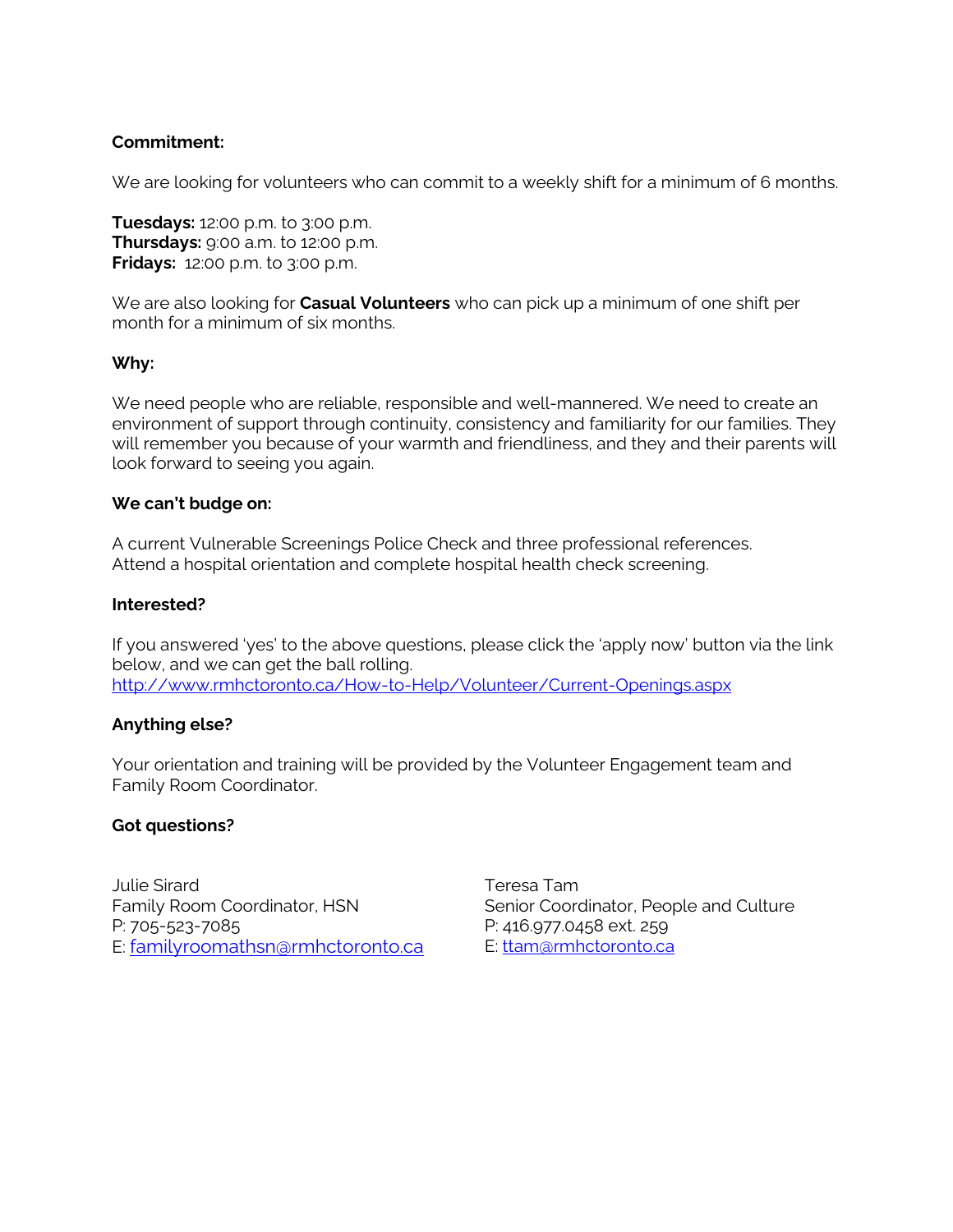**Commitment:**

We are looking for volunteers who can commit to a weekly shift for a minimum of 6 months.

**Tuesdays:** 12:00 p.m. to 3:00 p.m.
**Thursdays:** 9:00 a.m. to 12:00 p.m.
**Fridays:** 12:00 p.m. to 3:00 p.m.

We are also looking for **Casual Volunteers** who can pick up a minimum of one shift per month for a minimum of six months.

**Why:**

We need people who are reliable, responsible and well-mannered. We need to create an environment of support through continuity, consistency and familiarity for our families. They will remember you because of your warmth and friendliness, and they and their parents will look forward to seeing you again.

**We can't budge on:**

A current Vulnerable Screenings Police Check and three professional references.
Attend a hospital orientation and complete hospital health check screening.

**Interested?**

If you answered 'yes' to the above questions, please click the 'apply now' button via the link below, and we can get the ball rolling.
http://www.rmhctoronto.ca/How-to-Help/Volunteer/Current-Openings.aspx

**Anything else?**

Your orientation and training will be provided by the Volunteer Engagement team and Family Room Coordinator.

**Got questions?**

Julie Sirard
Family Room Coordinator, HSN
P: 705-523-7085
E: familyroomathsn@rmhctoronto.ca

Teresa Tam
Senior Coordinator, People and Culture
P: 416.977.0458 ext. 259
E: ttam@rmhctoronto.ca